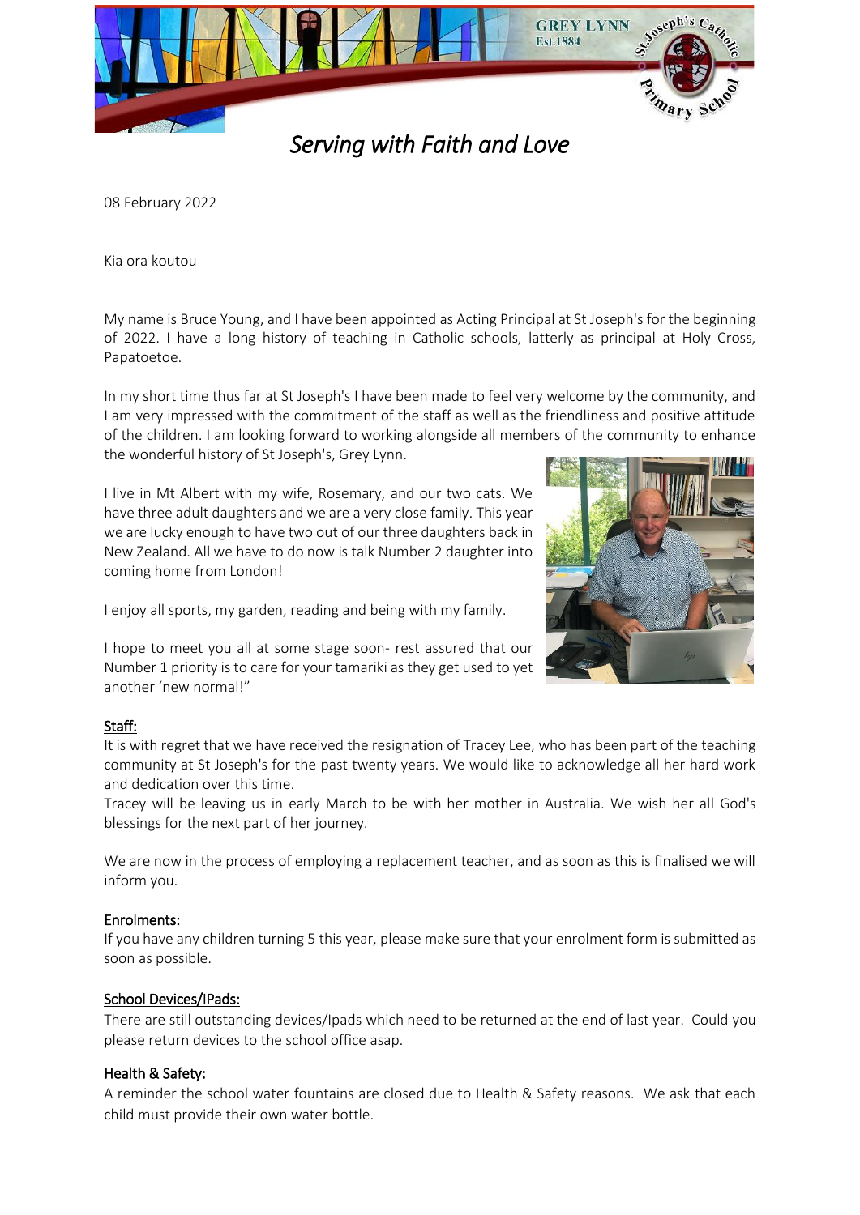GREY LYNN
Est.1884

St Joseph's Catholic Primary School

*Serving with Faith and Love*

08 February 2022

Kia ora koutou

My name is Bruce Young, and I have been appointed as Acting Principal at St Joseph's for the beginning of 2022. I have a long history of teaching in Catholic schools, latterly as principal at Holy Cross, Papatoetoe.

In my short time thus far at St Joseph's I have been made to feel very welcome by the community, and I am very impressed with the commitment of the staff as well as the friendliness and positive attitude of the children. I am looking forward to working alongside all members of the community to enhance the wonderful history of St Joseph's, Grey Lynn.

I live in Mt Albert with my wife, Rosemary, and our two cats. We have three adult daughters and we are a very close family. This year we are lucky enough to have two out of our three daughters back in New Zealand. All we have to do now is talk Number 2 daughter into coming home from London!

I enjoy all sports, my garden, reading and being with my family.

I hope to meet you all at some stage soon- rest assured that our Number 1 priority is to care for your tamariki as they get used to yet another 'new normal!"

**Staff:**

It is with regret that we have received the resignation of Tracey Lee, who has been part of the teaching community at St Joseph's for the past twenty years. We would like to acknowledge all her hard work and dedication over this time.

Tracey will be leaving us in early March to be with her mother in Australia. We wish her all God's blessings for the next part of her journey.

We are now in the process of employing a replacement teacher, and as soon as this is finalised we will inform you.

**Enrolments:**

If you have any children turning 5 this year, please make sure that your enrolment form is submitted as soon as possible.

**School Devices/IPads:**

There are still outstanding devices/Ipads which need to be returned at the end of last year. Could you please return devices to the school office asap.

**Health & Safety:**

A reminder the school water fountains are closed due to Health & Safety reasons. We ask that each child must provide their own water bottle.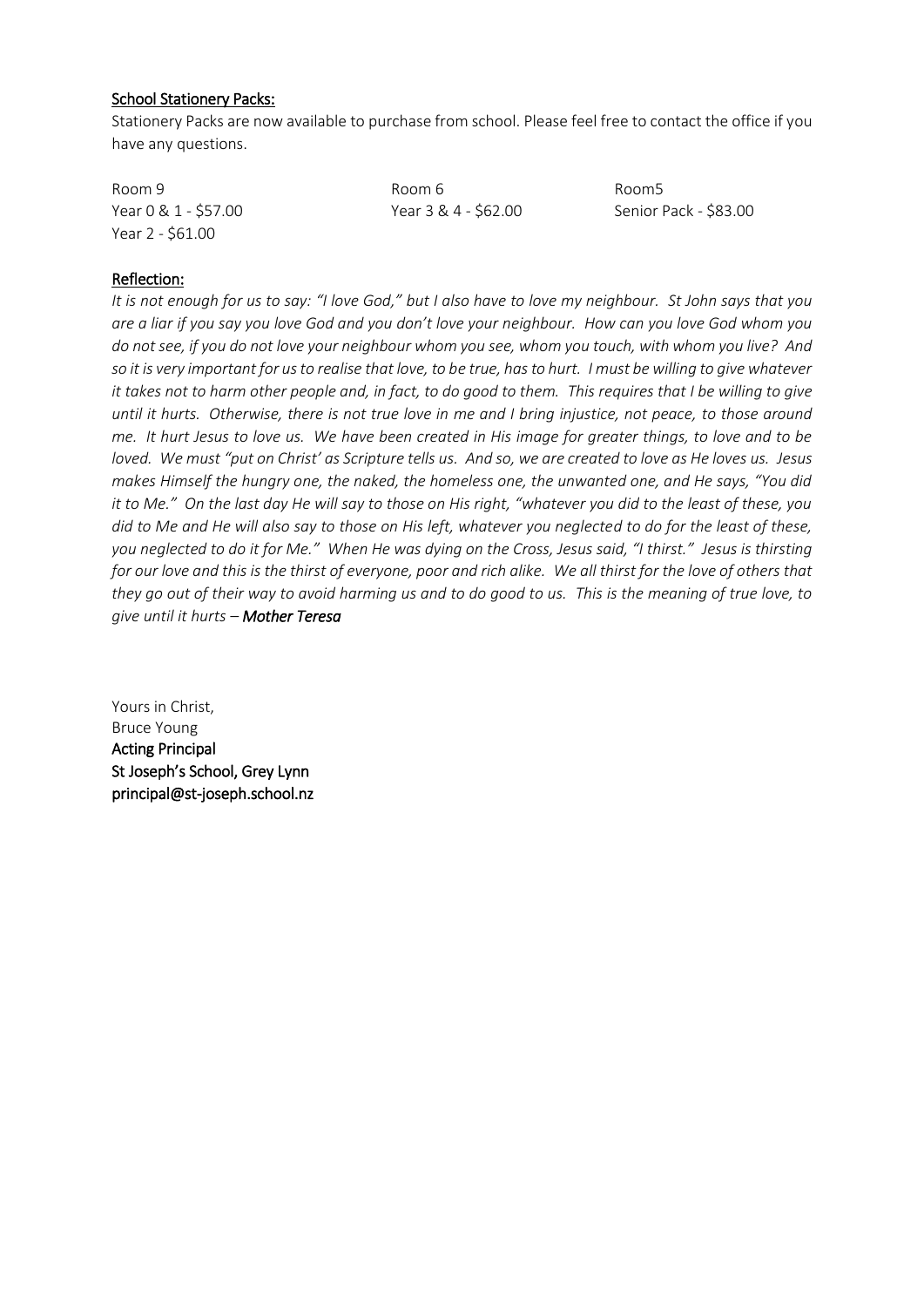## School Stationery Packs:

Stationery Packs are now available to purchase from school. Please feel free to contact the office if you have any questions.

| | | |
|---|---|---|
| Room 9 | Room 6 | Room5 |
| Year 0 & 1 - $57.00 | Year 3 & 4 - $62.00 | Senior Pack - $83.00 |
| Year 2 - $61.00 | | |

## Reflection:

*It is not enough for us to say: "I love God," but I also have to love my neighbour. St John says that you are a liar if you say you love God and you don't love your neighbour. How can you love God whom you do not see, if you do not love your neighbour whom you see, whom you touch, with whom you live? And so it is very important for us to realise that love, to be true, has to hurt. I must be willing to give whatever it takes not to harm other people and, in fact, to do good to them. This requires that I be willing to give until it hurts. Otherwise, there is not true love in me and I bring injustice, not peace, to those around me. It hurt Jesus to love us. We have been created in His image for greater things, to love and to be loved. We must "put on Christ' as Scripture tells us. And so, we are created to love as He loves us. Jesus makes Himself the hungry one, the naked, the homeless one, the unwanted one, and He says, "You did it to Me." On the last day He will say to those on His right, "whatever you did to the least of these, you did to Me and He will also say to those on His left, whatever you neglected to do for the least of these, you neglected to do it for Me." When He was dying on the Cross, Jesus said, "I thirst." Jesus is thirsting for our love and this is the thirst of everyone, poor and rich alike. We all thirst for the love of others that they go out of their way to avoid harming us and to do good to us. This is the meaning of true love, to give until it hurts – **Mother Teresa***

Yours in Christ,
Bruce Young
**Acting Principal**
**St Joseph's School, Grey Lynn**
**principal@st-joseph.school.nz**